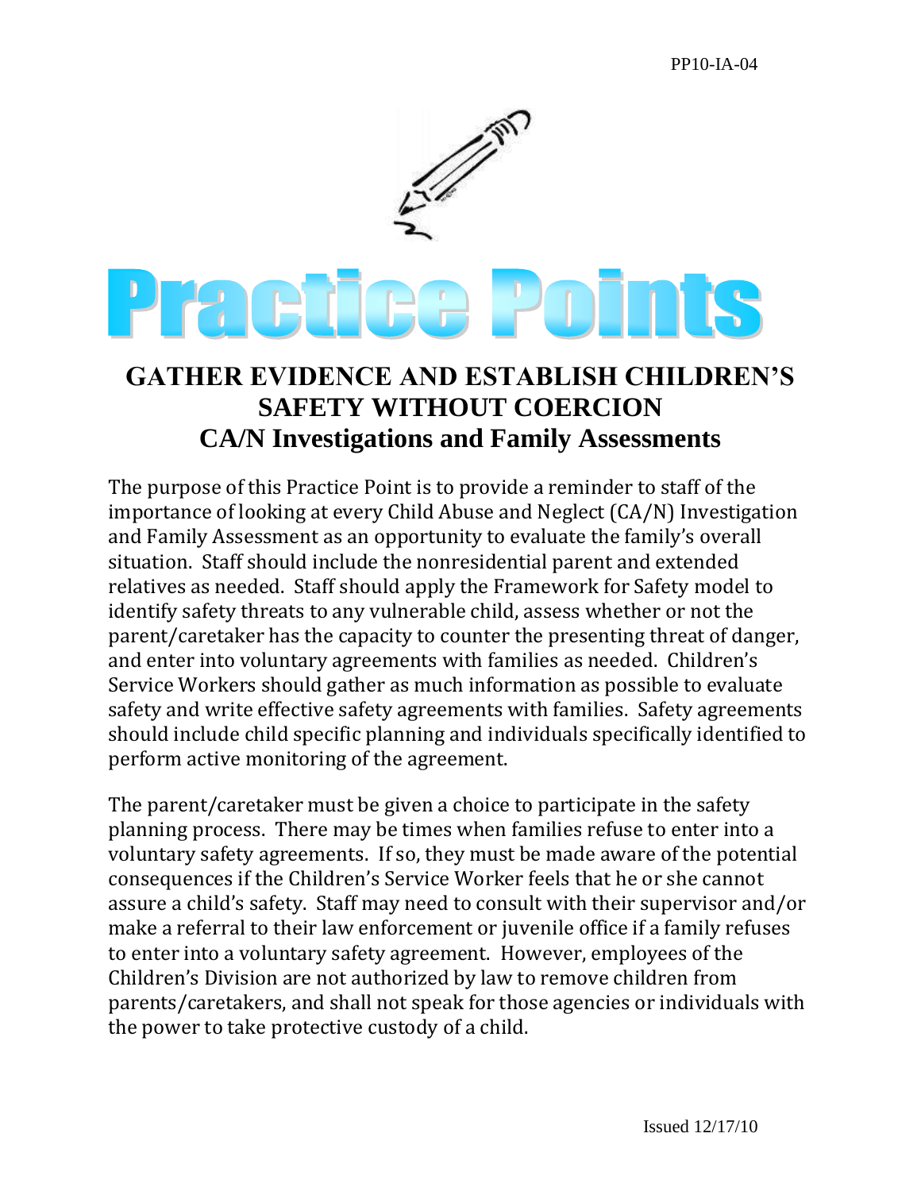PP10-IA-04

# Practice Points

## GATHER EVIDENCE AND ESTABLISH CHILDREN'S SAFETY WITHOUT COERCION

## CA/N Investigations and Family Assessments

The purpose of this Practice Point is to provide a reminder to staff of the importance of looking at every Child Abuse and Neglect (CA/N) Investigation and Family Assessment as an opportunity to evaluate the family's overall situation. Staff should include the nonresidential parent and extended relatives as needed. Staff should apply the Framework for Safety model to identify safety threats to any vulnerable child, assess whether or not the parent/caretaker has the capacity to counter the presenting threat of danger, and enter into voluntary agreements with families as needed. Children's Service Workers should gather as much information as possible to evaluate safety and write effective safety agreements with families. Safety agreements should include child specific planning and individuals specifically identified to perform active monitoring of the agreement.

The parent/caretaker must be given a choice to participate in the safety planning process. There may be times when families refuse to enter into a voluntary safety agreements. If so, they must be made aware of the potential consequences if the Children's Service Worker feels that he or she cannot assure a child's safety. Staff may need to consult with their supervisor and/or make a referral to their law enforcement or juvenile office if a family refuses to enter into a voluntary safety agreement. However, employees of the Children's Division are not authorized by law to remove children from parents/caretakers, and shall not speak for those agencies or individuals with the power to take protective custody of a child.

Issued 12/17/10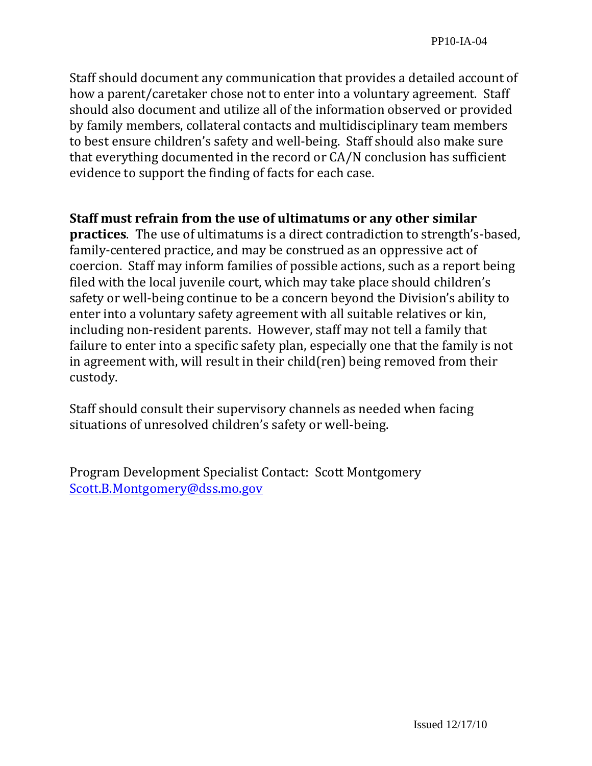Staff should document any communication that provides a detailed account of how a parent/caretaker chose not to enter into a voluntary agreement. Staff should also document and utilize all of the information observed or provided by family members, collateral contacts and multidisciplinary team members to best ensure children's safety and well-being. Staff should also make sure that everything documented in the record or CA/N conclusion has sufficient evidence to support the finding of facts for each case.

**Staff must refrain from the use of ultimatums or any other similar practices**. The use of ultimatums is a direct contradiction to strength's-based, family-centered practice, and may be construed as an oppressive act of coercion. Staff may inform families of possible actions, such as a report being filed with the local juvenile court, which may take place should children's safety or well-being continue to be a concern beyond the Division's ability to enter into a voluntary safety agreement with all suitable relatives or kin, including non-resident parents. However, staff may not tell a family that failure to enter into a specific safety plan, especially one that the family is not in agreement with, will result in their child(ren) being removed from their custody.

Staff should consult their supervisory channels as needed when facing situations of unresolved children's safety or well-being.

Program Development Specialist Contact: Scott Montgomery
[Scott.B.Montgomery@dss.mo.gov](mailto:Scott.B.Montgomery@dss.mo.gov)

Issued 12/17/10